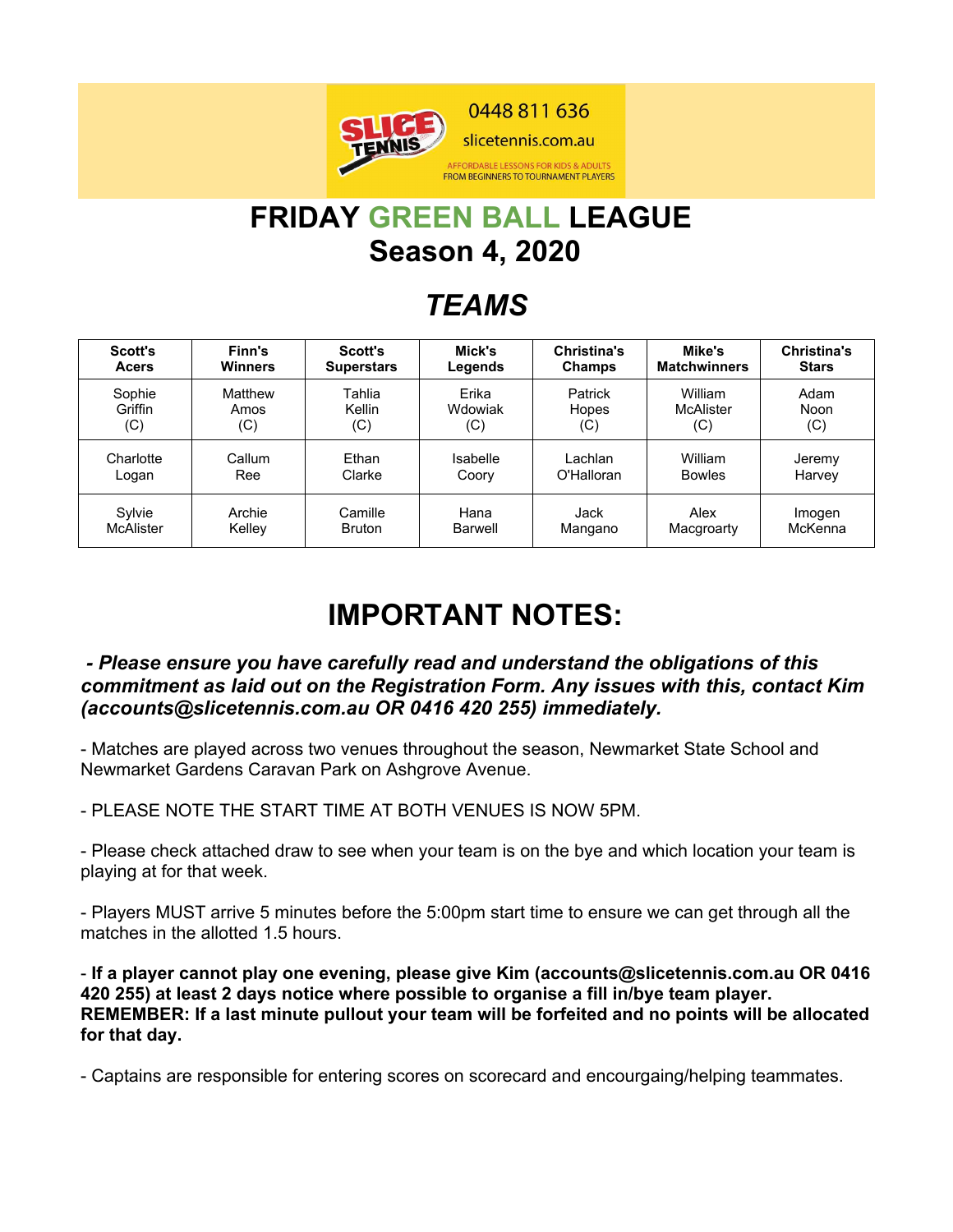0448 811 636

slicetennis.com.au

AFFORDABLE LESSONS FOR KIDS & ADULTS
FROM BEGINNERS TO TOURNAMENT PLAYERS

# FRIDAY GREEN BALL LEAGUE
# Season 4, 2020

## *TEAMS*

| Scott's Acers | Finn's Winners | Scott's Superstars | Mick's Legends | Christina's Champs | Mike's Matchwinners | Christina's Stars |
|---|---|---|---|---|---|---|
| Sophie Griffin (C) | Matthew Amos (C) | Tahlia Kellin (C) | Erika Wdowiak (C) | Patrick Hopes (C) | William McAlister (C) | Adam Noon (C) |
| Charlotte Logan | Callum Ree | Ethan Clarke | Isabelle Coory | Lachlan O'Halloran | William Bowles | Jeremy Harvey |
| Sylvie McAlister | Archie Kelley | Camille Bruton | Hana Barwell | Jack Mangano | Alex Macgroarty | Imogen McKenna |

# IMPORTANT NOTES:

***- Please ensure you have carefully read and understand the obligations of this commitment as laid out on the Registration Form. Any issues with this, contact Kim (accounts@slicetennis.com.au OR 0416 420 255) immediately.***

- Matches are played across two venues throughout the season, Newmarket State School and Newmarket Gardens Caravan Park on Ashgrove Avenue.

- PLEASE NOTE THE START TIME AT BOTH VENUES IS NOW 5PM.

- Please check attached draw to see when your team is on the bye and which location your team is playing at for that week.

- Players MUST arrive 5 minutes before the 5:00pm start time to ensure we can get through all the matches in the allotted 1.5 hours.

- **If a player cannot play one evening, please give Kim (accounts@slicetennis.com.au OR 0416 420 255) at least 2 days notice where possible to organise a fill in/bye team player. REMEMBER: If a last minute pullout your team will be forfeited and no points will be allocated for that day.**

- Captains are responsible for entering scores on scorecard and encourgaing/helping teammates.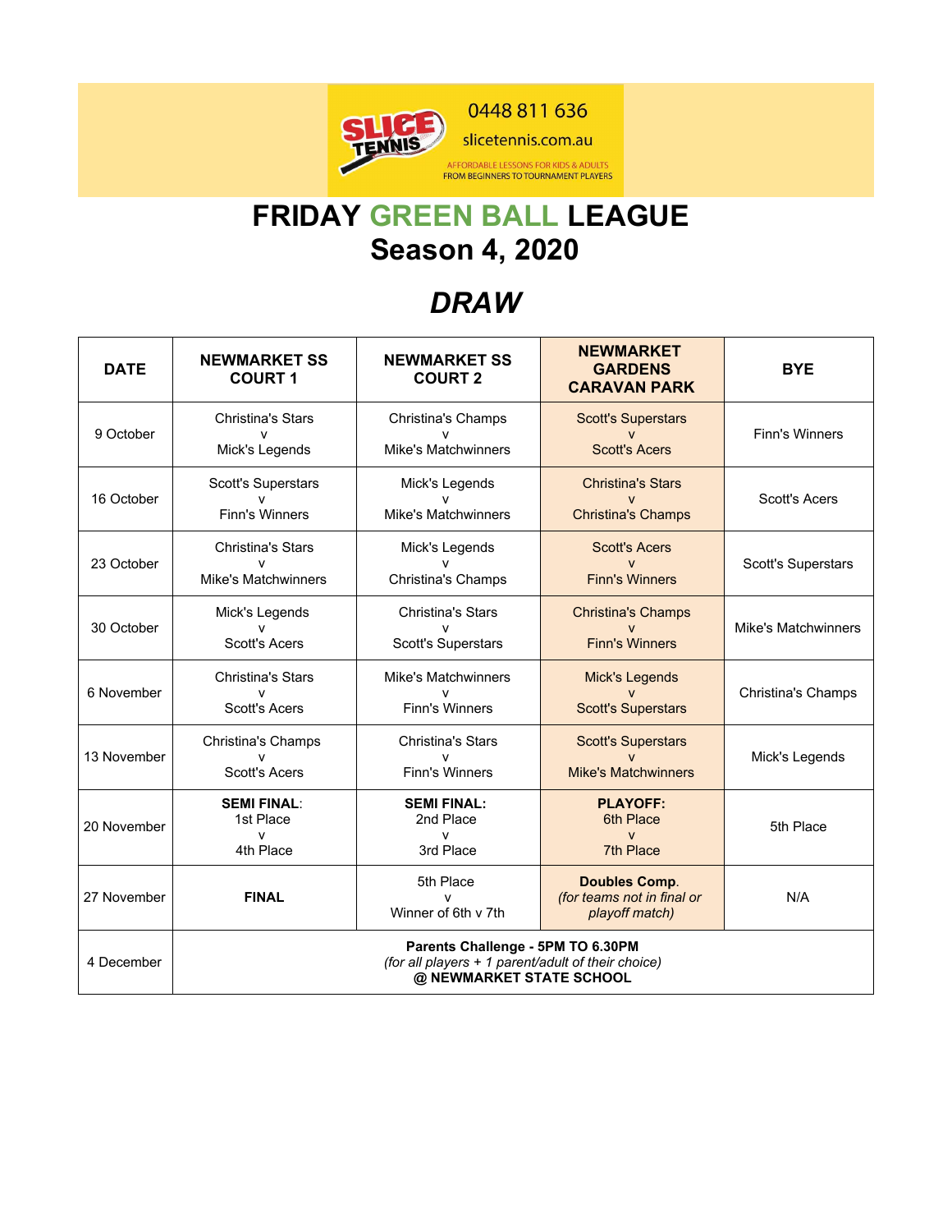0448 811 636

slicetennis.com.au

AFFORDABLE LESSONS FOR KIDS & ADULTS
FROM BEGINNERS TO TOURNAMENT PLAYERS

# FRIDAY GREEN BALL LEAGUE
# Season 4, 2020

## *DRAW*

| DATE | NEWMARKET SS COURT 1 | NEWMARKET SS COURT 2 | NEWMARKET GARDENS CARAVAN PARK | BYE |
|---|---|---|---|---|
| 9 October | Christina's Stars v Mick's Legends | Christina's Champs v Mike's Matchwinners | Scott's Superstars v Scott's Acers | Finn's Winners |
| 16 October | Scott's Superstars v Finn's Winners | Mick's Legends v Mike's Matchwinners | Christina's Stars v Christina's Champs | Scott's Acers |
| 23 October | Christina's Stars v Mike's Matchwinners | Mick's Legends v Christina's Champs | Scott's Acers v Finn's Winners | Scott's Superstars |
| 30 October | Mick's Legends v Scott's Acers | Christina's Stars v Scott's Superstars | Christina's Champs v Finn's Winners | Mike's Matchwinners |
| 6 November | Christina's Stars v Scott's Acers | Mike's Matchwinners v Finn's Winners | Mick's Legends v Scott's Superstars | Christina's Champs |
| 13 November | Christina's Champs v Scott's Acers | Christina's Stars v Finn's Winners | Scott's Superstars v Mike's Matchwinners | Mick's Legends |
| 20 November | **SEMI FINAL**: 1st Place v 4th Place | **SEMI FINAL:** 2nd Place v 3rd Place | **PLAYOFF:** 6th Place v 7th Place | 5th Place |
| 27 November | **FINAL** | 5th Place v Winner of 6th v 7th | **Doubles Comp**. *(for teams not in final or playoff match)* | N/A |
| 4 December | **Parents Challenge - 5PM TO 6.30PM** *(for all players + 1 parent/adult of their choice)* **@ NEWMARKET STATE SCHOOL** | | | |